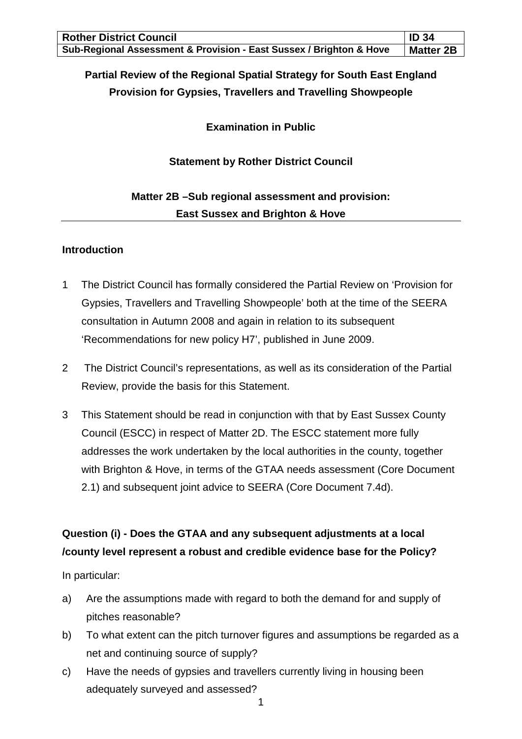| Rother District Council | ID 34 |
| --- | --- |
| Sub-Regional Assessment & Provision - East Sussex / Brighton & Hove | Matter 2B |

**Partial Review of the Regional Spatial Strategy for South East England**
**Provision for Gypsies, Travellers and Travelling Showpeople**

**Examination in Public**

**Statement by Rother District Council**

**Matter 2B –Sub regional assessment and provision:**
**East Sussex and Brighton & Hove**

### Introduction

1 The District Council has formally considered the Partial Review on 'Provision for Gypsies, Travellers and Travelling Showpeople' both at the time of the SEERA consultation in Autumn 2008 and again in relation to its subsequent 'Recommendations for new policy H7', published in June 2009.

2 The District Council's representations, as well as its consideration of the Partial Review, provide the basis for this Statement.

3 This Statement should be read in conjunction with that by East Sussex County Council (ESCC) in respect of Matter 2D. The ESCC statement more fully addresses the work undertaken by the local authorities in the county, together with Brighton & Hove, in terms of the GTAA needs assessment (Core Document 2.1) and subsequent joint advice to SEERA (Core Document 7.4d).

### Question (i) - Does the GTAA and any subsequent adjustments at a local /county level represent a robust and credible evidence base for the Policy?

In particular:

a) Are the assumptions made with regard to both the demand for and supply of pitches reasonable?

b) To what extent can the pitch turnover figures and assumptions be regarded as a net and continuing source of supply?

c) Have the needs of gypsies and travellers currently living in housing been adequately surveyed and assessed?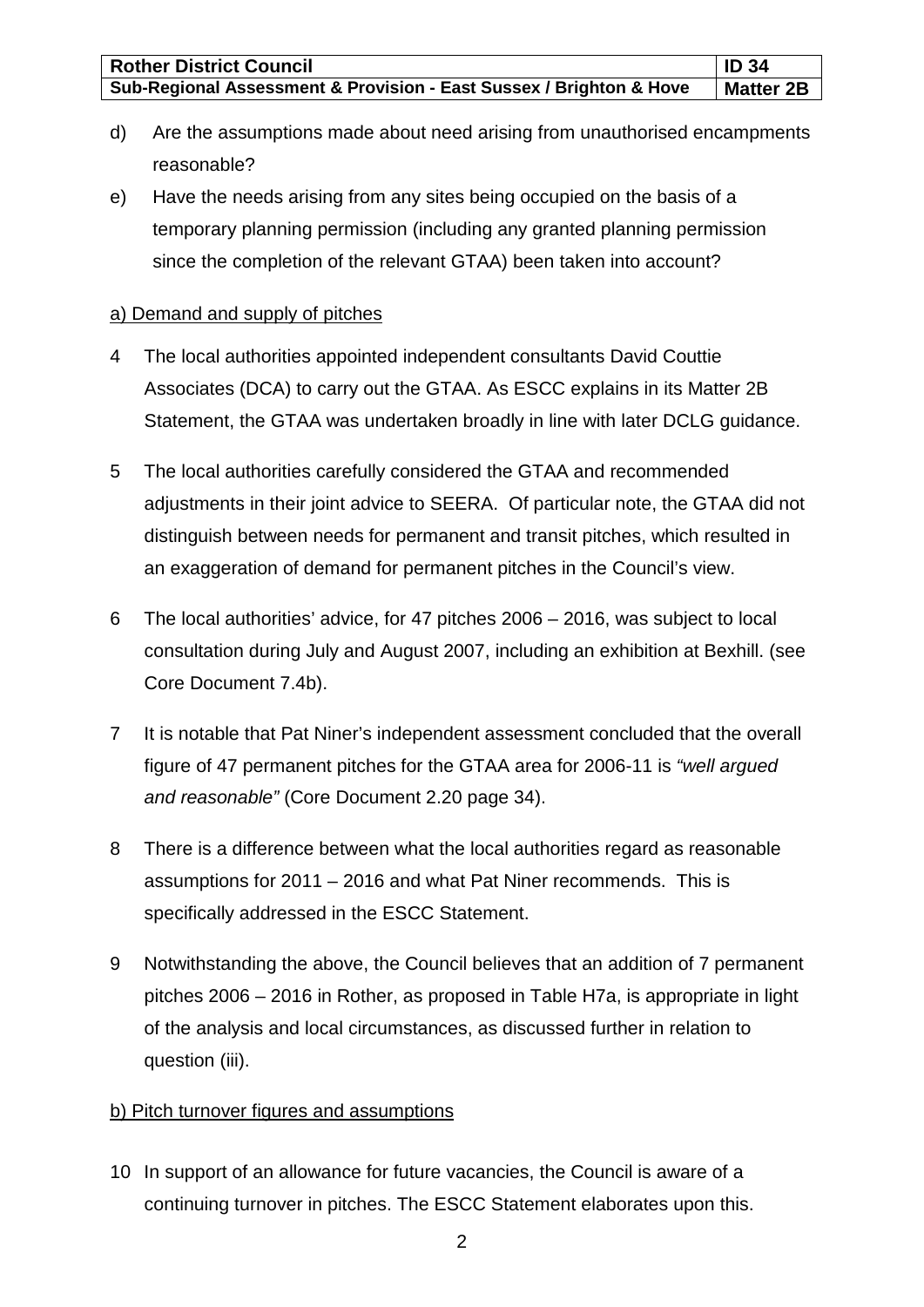d) Are the assumptions made about need arising from unauthorised encampments reasonable?

e) Have the needs arising from any sites being occupied on the basis of a temporary planning permission (including any granted planning permission since the completion of the relevant GTAA) been taken into account?

a) Demand and supply of pitches

4 The local authorities appointed independent consultants David Couttie Associates (DCA) to carry out the GTAA. As ESCC explains in its Matter 2B Statement, the GTAA was undertaken broadly in line with later DCLG guidance.

5 The local authorities carefully considered the GTAA and recommended adjustments in their joint advice to SEERA. Of particular note, the GTAA did not distinguish between needs for permanent and transit pitches, which resulted in an exaggeration of demand for permanent pitches in the Council's view.

6 The local authorities' advice, for 47 pitches 2006 – 2016, was subject to local consultation during July and August 2007, including an exhibition at Bexhill. (see Core Document 7.4b).

7 It is notable that Pat Niner's independent assessment concluded that the overall figure of 47 permanent pitches for the GTAA area for 2006-11 is *"well argued and reasonable"* (Core Document 2.20 page 34).

8 There is a difference between what the local authorities regard as reasonable assumptions for 2011 – 2016 and what Pat Niner recommends. This is specifically addressed in the ESCC Statement.

9 Notwithstanding the above, the Council believes that an addition of 7 permanent pitches 2006 – 2016 in Rother, as proposed in Table H7a, is appropriate in light of the analysis and local circumstances, as discussed further in relation to question (iii).

b) Pitch turnover figures and assumptions

10 In support of an allowance for future vacancies, the Council is aware of a continuing turnover in pitches. The ESCC Statement elaborates upon this.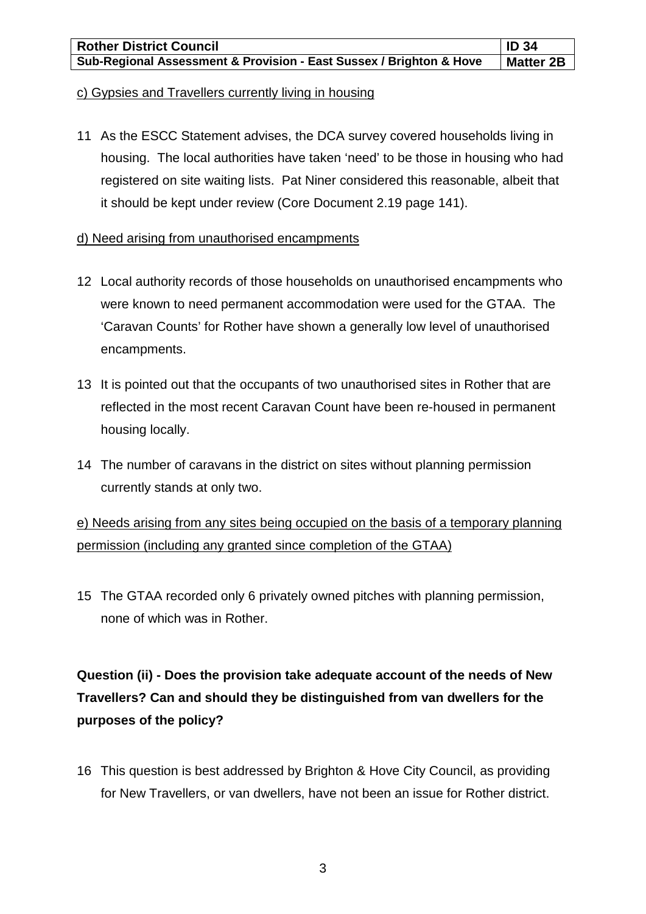c) Gypsies and Travellers currently living in housing

11 As the ESCC Statement advises, the DCA survey covered households living in housing. The local authorities have taken 'need' to be those in housing who had registered on site waiting lists. Pat Niner considered this reasonable, albeit that it should be kept under review (Core Document 2.19 page 141).

d) Need arising from unauthorised encampments

12 Local authority records of those households on unauthorised encampments who were known to need permanent accommodation were used for the GTAA. The 'Caravan Counts' for Rother have shown a generally low level of unauthorised encampments.

13 It is pointed out that the occupants of two unauthorised sites in Rother that are reflected in the most recent Caravan Count have been re-housed in permanent housing locally.

14 The number of caravans in the district on sites without planning permission currently stands at only two.

e) Needs arising from any sites being occupied on the basis of a temporary planning permission (including any granted since completion of the GTAA)

15 The GTAA recorded only 6 privately owned pitches with planning permission, none of which was in Rother.

**Question (ii) - Does the provision take adequate account of the needs of New Travellers? Can and should they be distinguished from van dwellers for the purposes of the policy?**

16 This question is best addressed by Brighton & Hove City Council, as providing for New Travellers, or van dwellers, have not been an issue for Rother district.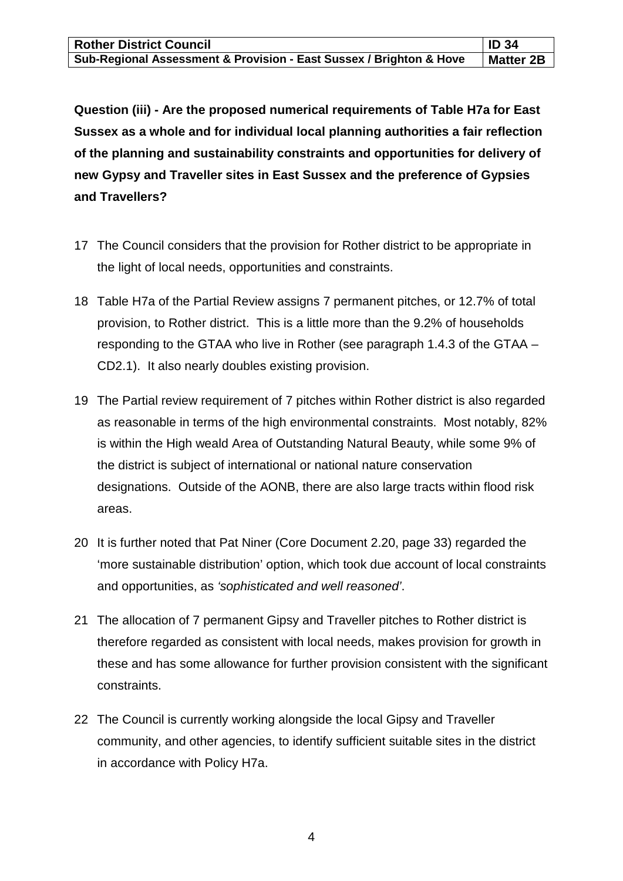| Rother District Council | ID 34 |
| --- | --- |
| Sub-Regional Assessment & Provision - East Sussex / Brighton & Hove | Matter 2B |

**Question (iii) - Are the proposed numerical requirements of Table H7a for East Sussex as a whole and for individual local planning authorities a fair reflection of the planning and sustainability constraints and opportunities for delivery of new Gypsy and Traveller sites in East Sussex and the preference of Gypsies and Travellers?**

17 The Council considers that the provision for Rother district to be appropriate in the light of local needs, opportunities and constraints.

18 Table H7a of the Partial Review assigns 7 permanent pitches, or 12.7% of total provision, to Rother district. This is a little more than the 9.2% of households responding to the GTAA who live in Rother (see paragraph 1.4.3 of the GTAA – CD2.1). It also nearly doubles existing provision.

19 The Partial review requirement of 7 pitches within Rother district is also regarded as reasonable in terms of the high environmental constraints. Most notably, 82% is within the High weald Area of Outstanding Natural Beauty, while some 9% of the district is subject of international or national nature conservation designations. Outside of the AONB, there are also large tracts within flood risk areas.

20 It is further noted that Pat Niner (Core Document 2.20, page 33) regarded the 'more sustainable distribution' option, which took due account of local constraints and opportunities, as *'sophisticated and well reasoned'*.

21 The allocation of 7 permanent Gipsy and Traveller pitches to Rother district is therefore regarded as consistent with local needs, makes provision for growth in these and has some allowance for further provision consistent with the significant constraints.

22 The Council is currently working alongside the local Gipsy and Traveller community, and other agencies, to identify sufficient suitable sites in the district in accordance with Policy H7a.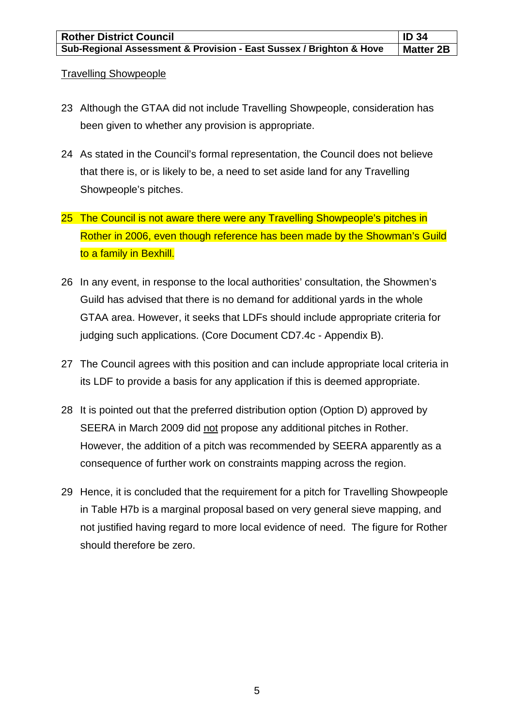| Rother District Council | ID 34 |
| --- | --- |
| Sub-Regional Assessment & Provision - East Sussex / Brighton & Hove | Matter 2B |

Travelling Showpeople

23 Although the GTAA did not include Travelling Showpeople, consideration has been given to whether any provision is appropriate.

24 As stated in the Council's formal representation, the Council does not believe that there is, or is likely to be, a need to set aside land for any Travelling Showpeople's pitches.

25 The Council is not aware there were any Travelling Showpeople's pitches in Rother in 2006, even though reference has been made by the Showman's Guild to a family in Bexhill.

26 In any event, in response to the local authorities' consultation, the Showmen's Guild has advised that there is no demand for additional yards in the whole GTAA area. However, it seeks that LDFs should include appropriate criteria for judging such applications. (Core Document CD7.4c - Appendix B).

27 The Council agrees with this position and can include appropriate local criteria in its LDF to provide a basis for any application if this is deemed appropriate.

28 It is pointed out that the preferred distribution option (Option D) approved by SEERA in March 2009 did not propose any additional pitches in Rother. However, the addition of a pitch was recommended by SEERA apparently as a consequence of further work on constraints mapping across the region.

29 Hence, it is concluded that the requirement for a pitch for Travelling Showpeople in Table H7b is a marginal proposal based on very general sieve mapping, and not justified having regard to more local evidence of need. The figure for Rother should therefore be zero.